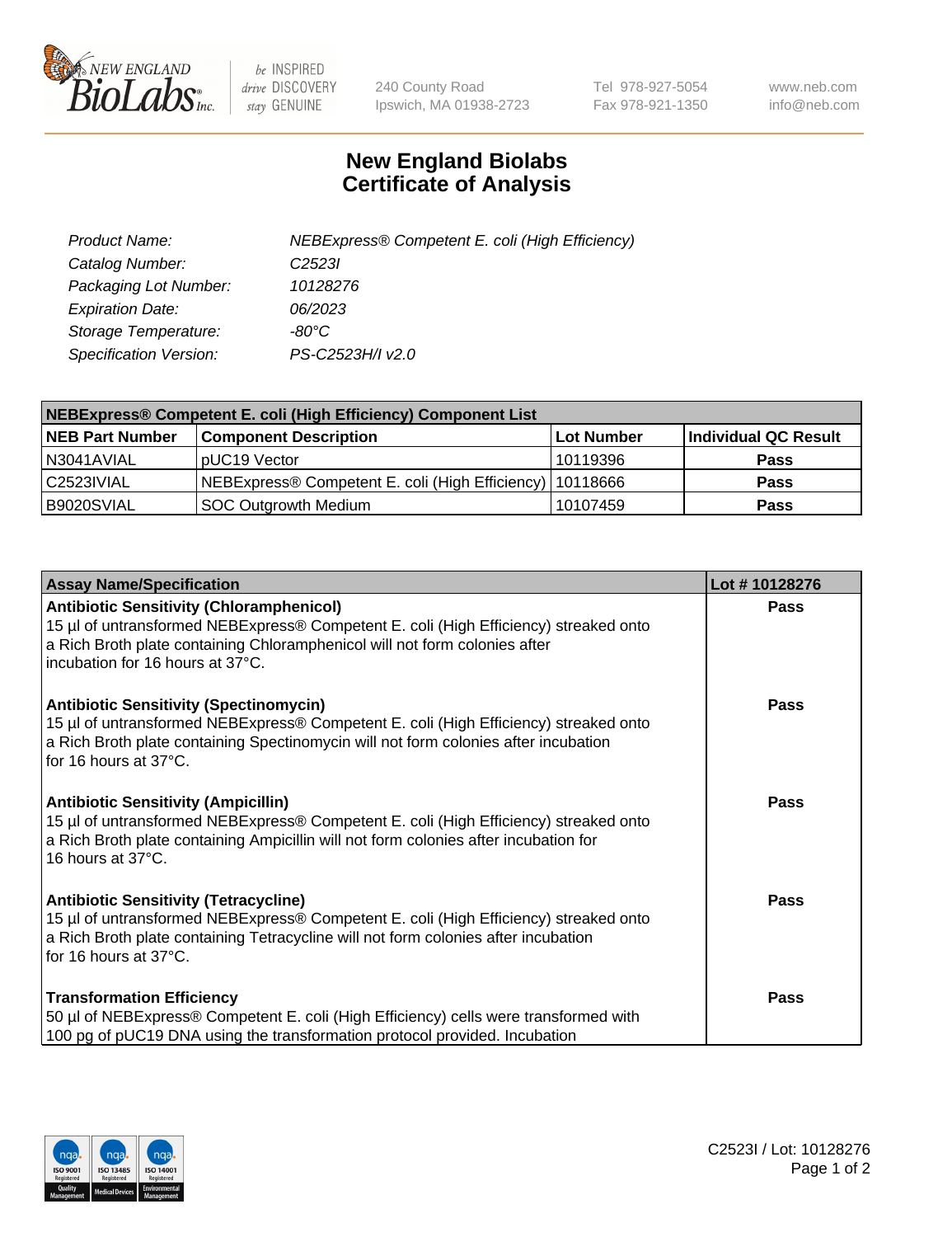# New England Biolabs
# Certificate of Analysis

| | |
|---|---|
| *Product Name:* | *NEBExpress® Competent E. coli (High Efficiency)* |
| *Catalog Number:* | *C2523I* |
| *Packaging Lot Number:* | *10128276* |
| *Expiration Date:* | *06/2023* |
| *Storage Temperature:* | *-80°C* |
| *Specification Version:* | *PS-C2523H/I v2.0* |

| NEBExpress® Competent E. coli (High Efficiency) Component List | | | |
|---|---|---|---|
| **NEB Part Number** | **Component Description** | **Lot Number** | **Individual QC Result** |
| N3041AVIAL | pUC19 Vector | 10119396 | **Pass** |
| C2523IVIAL | NEBExpress® Competent E. coli (High Efficiency) | 10118666 | **Pass** |
| B9020SVIAL | SOC Outgrowth Medium | 10107459 | **Pass** |

| Assay Name/Specification | Lot # 10128276 |
|---|---|
| **Antibiotic Sensitivity (Chloramphenicol)**<br>15 µl of untransformed NEBExpress® Competent E. coli (High Efficiency) streaked onto a Rich Broth plate containing Chloramphenicol will not form colonies after incubation for 16 hours at 37°C. | **Pass** |
| **Antibiotic Sensitivity (Spectinomycin)**<br>15 µl of untransformed NEBExpress® Competent E. coli (High Efficiency) streaked onto a Rich Broth plate containing Spectinomycin will not form colonies after incubation for 16 hours at 37°C. | **Pass** |
| **Antibiotic Sensitivity (Ampicillin)**<br>15 µl of untransformed NEBExpress® Competent E. coli (High Efficiency) streaked onto a Rich Broth plate containing Ampicillin will not form colonies after incubation for 16 hours at 37°C. | **Pass** |
| **Antibiotic Sensitivity (Tetracycline)**<br>15 µl of untransformed NEBExpress® Competent E. coli (High Efficiency) streaked onto a Rich Broth plate containing Tetracycline will not form colonies after incubation for 16 hours at 37°C. | **Pass** |
| **Transformation Efficiency**<br>50 µl of NEBExpress® Competent E. coli (High Efficiency) cells were transformed with 100 pg of pUC19 DNA using the transformation protocol provided. Incubation | **Pass** |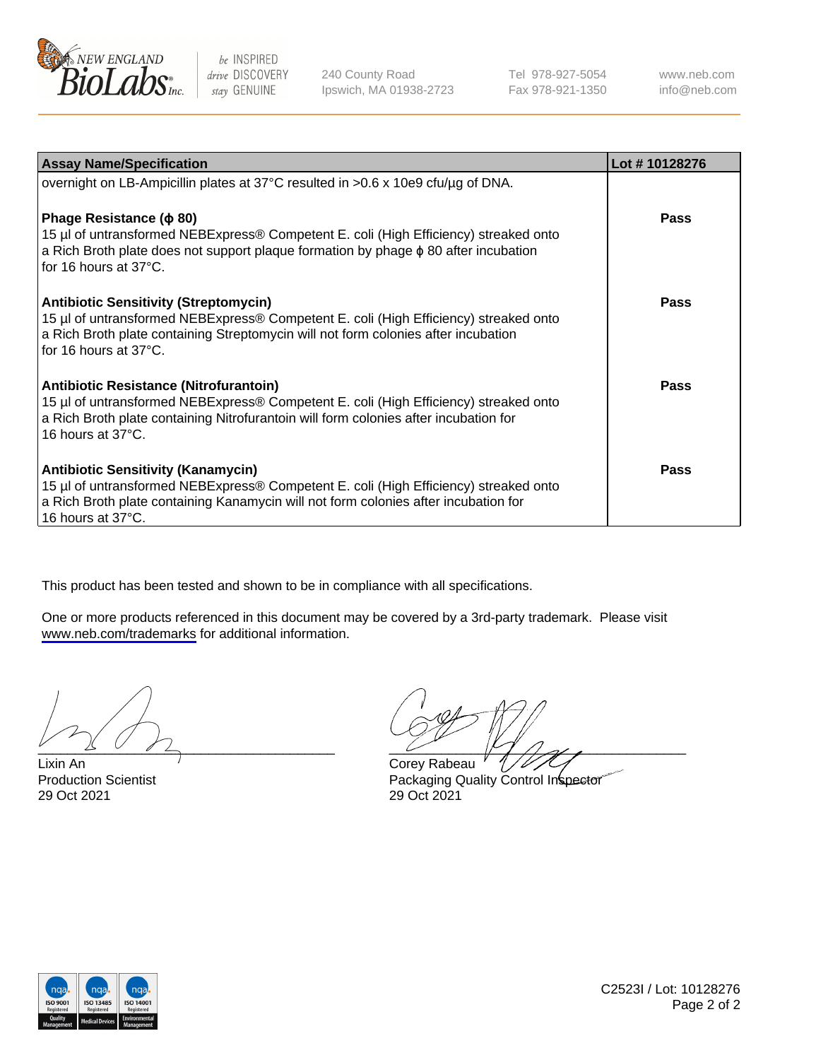| Assay Name/Specification | Lot # 10128276 |
|---|---|
| overnight on LB-Ampicillin plates at 37°C resulted in >0.6 x 10e9 cfu/µg of DNA. | |
| **Phage Resistance (ϕ 80)**<br>15 µl of untransformed NEBExpress® Competent E. coli (High Efficiency) streaked onto a Rich Broth plate does not support plaque formation by phage ϕ 80 after incubation for 16 hours at 37°C. | **Pass** |
| **Antibiotic Sensitivity (Streptomycin)**<br>15 µl of untransformed NEBExpress® Competent E. coli (High Efficiency) streaked onto a Rich Broth plate containing Streptomycin will not form colonies after incubation for 16 hours at 37°C. | **Pass** |
| **Antibiotic Resistance (Nitrofurantoin)**<br>15 µl of untransformed NEBExpress® Competent E. coli (High Efficiency) streaked onto a Rich Broth plate containing Nitrofurantoin will form colonies after incubation for 16 hours at 37°C. | **Pass** |
| **Antibiotic Sensitivity (Kanamycin)**<br>15 µl of untransformed NEBExpress® Competent E. coli (High Efficiency) streaked onto a Rich Broth plate containing Kanamycin will not form colonies after incubation for 16 hours at 37°C. | **Pass** |

This product has been tested and shown to be in compliance with all specifications.

One or more products referenced in this document may be covered by a 3rd-party trademark. Please visit www.neb.com/trademarks for additional information.

Lixin An
Production Scientist
29 Oct 2021

Corey Rabeau
Packaging Quality Control Inspector
29 Oct 2021

C2523I / Lot: 10128276